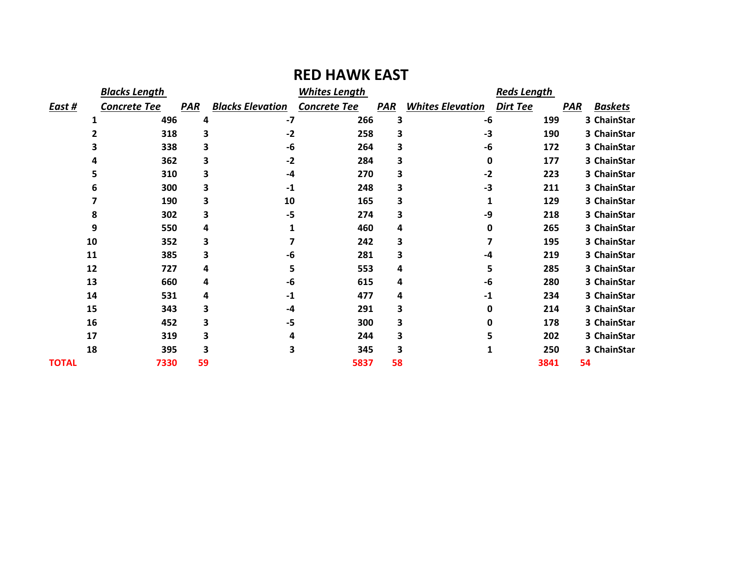# RED HAWK EAST

| | Blacks Length | | | Whites Length | | | Reds Length | | |
|---|---|---|---|---|---|---|---|---|---|
| East # | Concrete Tee | PAR | Blacks Elevation | Concrete Tee | PAR | Whites Elevation | Dirt Tee | PAR | Baskets |
| 1 | 496 | 4 | -7 | 266 | 3 | -6 | 199 | 3 | ChainStar |
| 2 | 318 | 3 | -2 | 258 | 3 | -3 | 190 | 3 | ChainStar |
| 3 | 338 | 3 | -6 | 264 | 3 | -6 | 172 | 3 | ChainStar |
| 4 | 362 | 3 | -2 | 284 | 3 | 0 | 177 | 3 | ChainStar |
| 5 | 310 | 3 | -4 | 270 | 3 | -2 | 223 | 3 | ChainStar |
| 6 | 300 | 3 | -1 | 248 | 3 | -3 | 211 | 3 | ChainStar |
| 7 | 190 | 3 | 10 | 165 | 3 | 1 | 129 | 3 | ChainStar |
| 8 | 302 | 3 | -5 | 274 | 3 | -9 | 218 | 3 | ChainStar |
| 9 | 550 | 4 | 1 | 460 | 4 | 0 | 265 | 3 | ChainStar |
| 10 | 352 | 3 | 7 | 242 | 3 | 7 | 195 | 3 | ChainStar |
| 11 | 385 | 3 | -6 | 281 | 3 | -4 | 219 | 3 | ChainStar |
| 12 | 727 | 4 | 5 | 553 | 4 | 5 | 285 | 3 | ChainStar |
| 13 | 660 | 4 | -6 | 615 | 4 | -6 | 280 | 3 | ChainStar |
| 14 | 531 | 4 | -1 | 477 | 4 | -1 | 234 | 3 | ChainStar |
| 15 | 343 | 3 | -4 | 291 | 3 | 0 | 214 | 3 | ChainStar |
| 16 | 452 | 3 | -5 | 300 | 3 | 0 | 178 | 3 | ChainStar |
| 17 | 319 | 3 | 4 | 244 | 3 | 5 | 202 | 3 | ChainStar |
| 18 | 395 | 3 | 3 | 345 | 3 | 1 | 250 | 3 | ChainStar |
| TOTAL | 7330 | 59 | | 5837 | 58 | | 3841 | 54 | |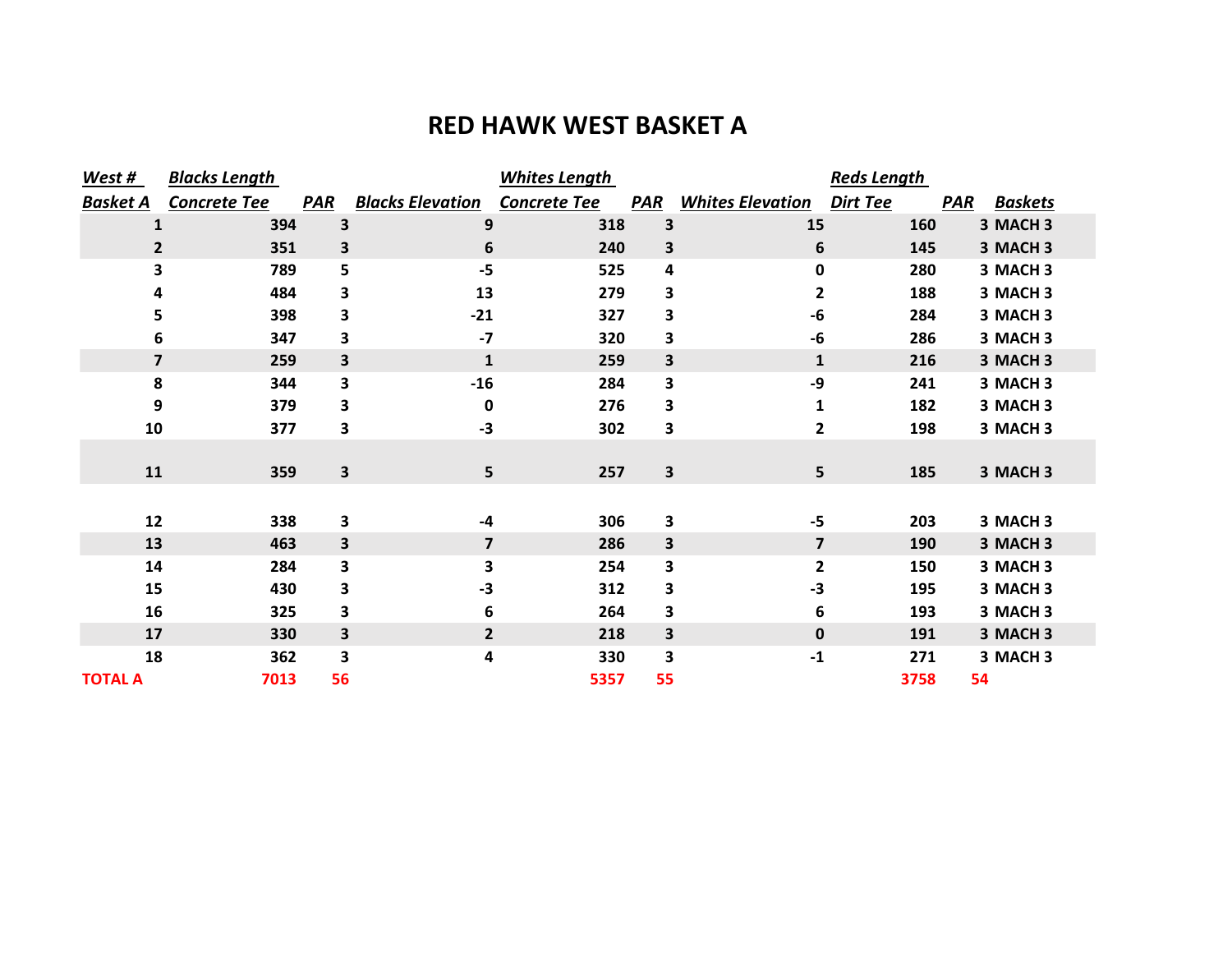# RED HAWK WEST BASKET A

| West # Basket A | Blacks Length Concrete Tee | PAR | Blacks Elevation | Whites Length Concrete Tee | PAR | Whites Elevation | Reds Length Dirt Tee | PAR | Baskets |
|---|---|---|---|---|---|---|---|---|---|
| 1 | 394 | 3 | 9 | 318 | 3 | 15 | 160 | 3 | MACH 3 |
| 2 | 351 | 3 | 6 | 240 | 3 | 6 | 145 | 3 | MACH 3 |
| 3 | 789 | 5 | -5 | 525 | 4 | 0 | 280 | 3 | MACH 3 |
| 4 | 484 | 3 | 13 | 279 | 3 | 2 | 188 | 3 | MACH 3 |
| 5 | 398 | 3 | -21 | 327 | 3 | -6 | 284 | 3 | MACH 3 |
| 6 | 347 | 3 | -7 | 320 | 3 | -6 | 286 | 3 | MACH 3 |
| 7 | 259 | 3 | 1 | 259 | 3 | 1 | 216 | 3 | MACH 3 |
| 8 | 344 | 3 | -16 | 284 | 3 | -9 | 241 | 3 | MACH 3 |
| 9 | 379 | 3 | 0 | 276 | 3 | 1 | 182 | 3 | MACH 3 |
| 10 | 377 | 3 | -3 | 302 | 3 | 2 | 198 | 3 | MACH 3 |
| 11 | 359 | 3 | 5 | 257 | 3 | 5 | 185 | 3 | MACH 3 |
| 12 | 338 | 3 | -4 | 306 | 3 | -5 | 203 | 3 | MACH 3 |
| 13 | 463 | 3 | 7 | 286 | 3 | 7 | 190 | 3 | MACH 3 |
| 14 | 284 | 3 | 3 | 254 | 3 | 2 | 150 | 3 | MACH 3 |
| 15 | 430 | 3 | -3 | 312 | 3 | -3 | 195 | 3 | MACH 3 |
| 16 | 325 | 3 | 6 | 264 | 3 | 6 | 193 | 3 | MACH 3 |
| 17 | 330 | 3 | 2 | 218 | 3 | 0 | 191 | 3 | MACH 3 |
| 18 | 362 | 3 | 4 | 330 | 3 | -1 | 271 | 3 | MACH 3 |
| TOTAL A | 7013 | 56 | | 5357 | 55 | | 3758 | 54 | |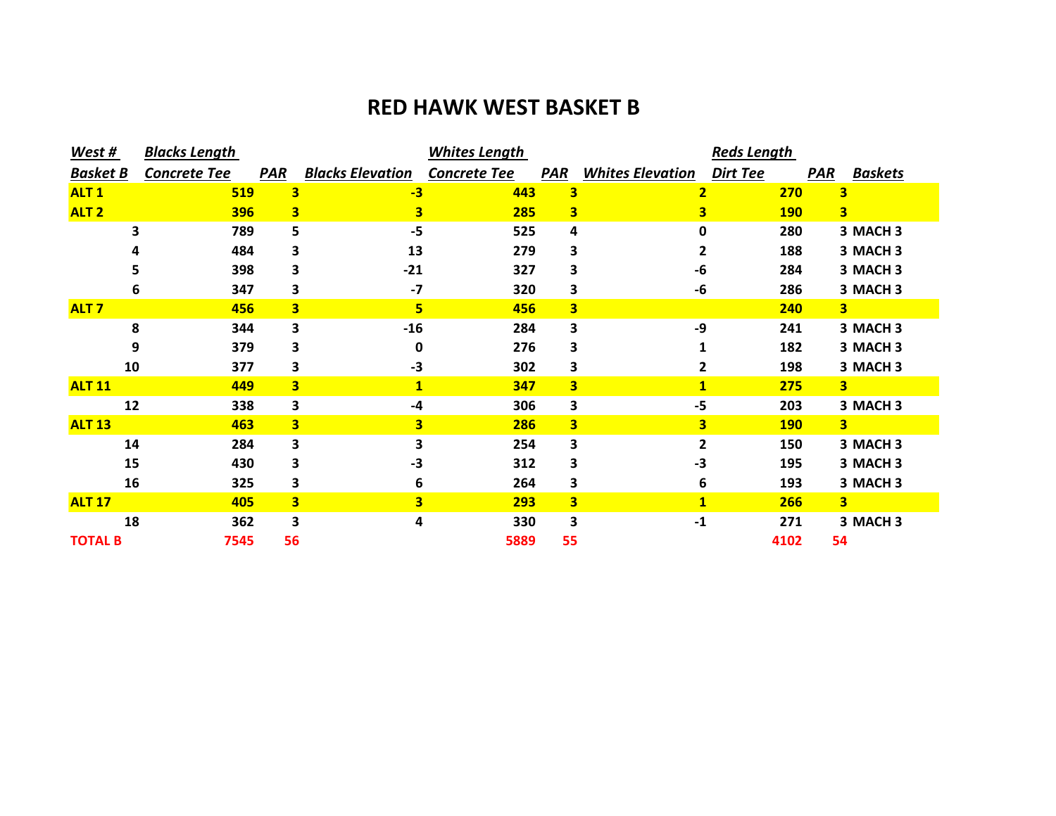# RED HAWK WEST BASKET B

| West # | Blacks Length | | | Whites Length | | | Reds Length | | |
|---|---|---|---|---|---|---|---|---|---|
| **Basket B** | **Concrete Tee** | **PAR** | **Blacks Elevation** | **Concrete Tee** | **PAR** | **Whites Elevation** | **Dirt Tee** | **PAR** | **Baskets** |
| ALT 1 | 519 | 3 | -3 | 443 | 3 | 2 | 270 | 3 | |
| ALT 2 | 396 | 3 | 3 | 285 | 3 | 3 | 190 | 3 | |
| 3 | 789 | 5 | -5 | 525 | 4 | 0 | 280 | 3 | MACH 3 |
| 4 | 484 | 3 | 13 | 279 | 3 | 2 | 188 | 3 | MACH 3 |
| 5 | 398 | 3 | -21 | 327 | 3 | -6 | 284 | 3 | MACH 3 |
| 6 | 347 | 3 | -7 | 320 | 3 | -6 | 286 | 3 | MACH 3 |
| ALT 7 | 456 | 3 | 5 | 456 | 3 | | 240 | 3 | |
| 8 | 344 | 3 | -16 | 284 | 3 | -9 | 241 | 3 | MACH 3 |
| 9 | 379 | 3 | 0 | 276 | 3 | 1 | 182 | 3 | MACH 3 |
| 10 | 377 | 3 | -3 | 302 | 3 | 2 | 198 | 3 | MACH 3 |
| ALT 11 | 449 | 3 | 1 | 347 | 3 | 1 | 275 | 3 | |
| 12 | 338 | 3 | -4 | 306 | 3 | -5 | 203 | 3 | MACH 3 |
| ALT 13 | 463 | 3 | 3 | 286 | 3 | 3 | 190 | 3 | |
| 14 | 284 | 3 | 3 | 254 | 3 | 2 | 150 | 3 | MACH 3 |
| 15 | 430 | 3 | -3 | 312 | 3 | -3 | 195 | 3 | MACH 3 |
| 16 | 325 | 3 | 6 | 264 | 3 | 6 | 193 | 3 | MACH 3 |
| ALT 17 | 405 | 3 | 3 | 293 | 3 | 1 | 266 | 3 | |
| 18 | 362 | 3 | 4 | 330 | 3 | -1 | 271 | 3 | MACH 3 |
| TOTAL B | 7545 | 56 | | 5889 | 55 | | 4102 | 54 | |